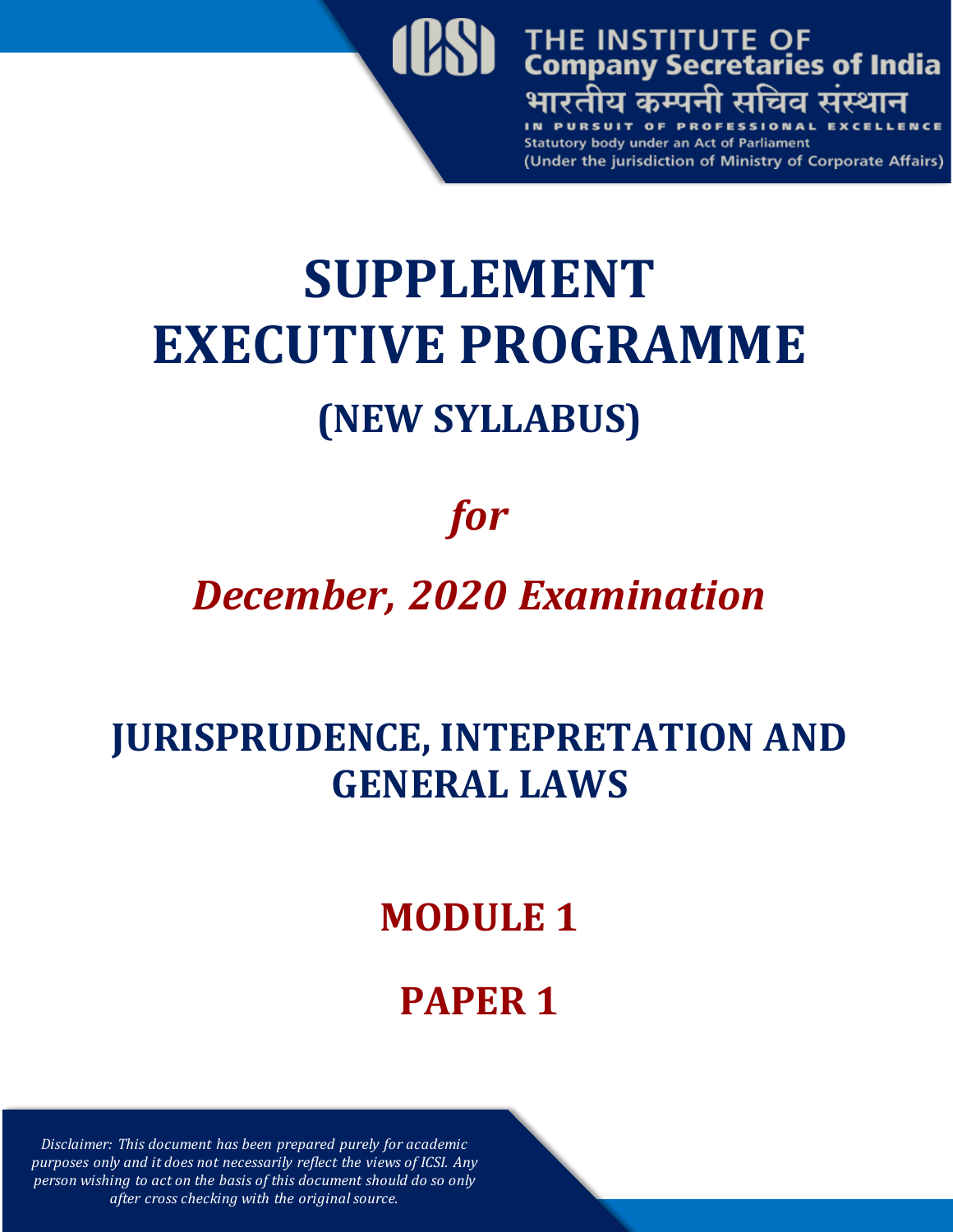THE INSTITUTE OF
Company Secretaries of India
भारतीय कम्पनी सचिव संस्थान
IN PURSUIT OF PROFESSIONAL EXCELLENCE
Statutory body under an Act of Parliament
(Under the jurisdiction of Ministry of Corporate Affairs)

# SUPPLEMENT
# EXECUTIVE PROGRAMME
## (NEW SYLLABUS)

## *for*

## *December, 2020 Examination*

## JURISPRUDENCE, INTEPRETATION AND GENERAL LAWS

## MODULE 1

## PAPER 1

*Disclaimer: This document has been prepared purely for academic purposes only and it does not necessarily reflect the views of ICSI. Any person wishing to act on the basis of this document should do so only after cross checking with the original source.*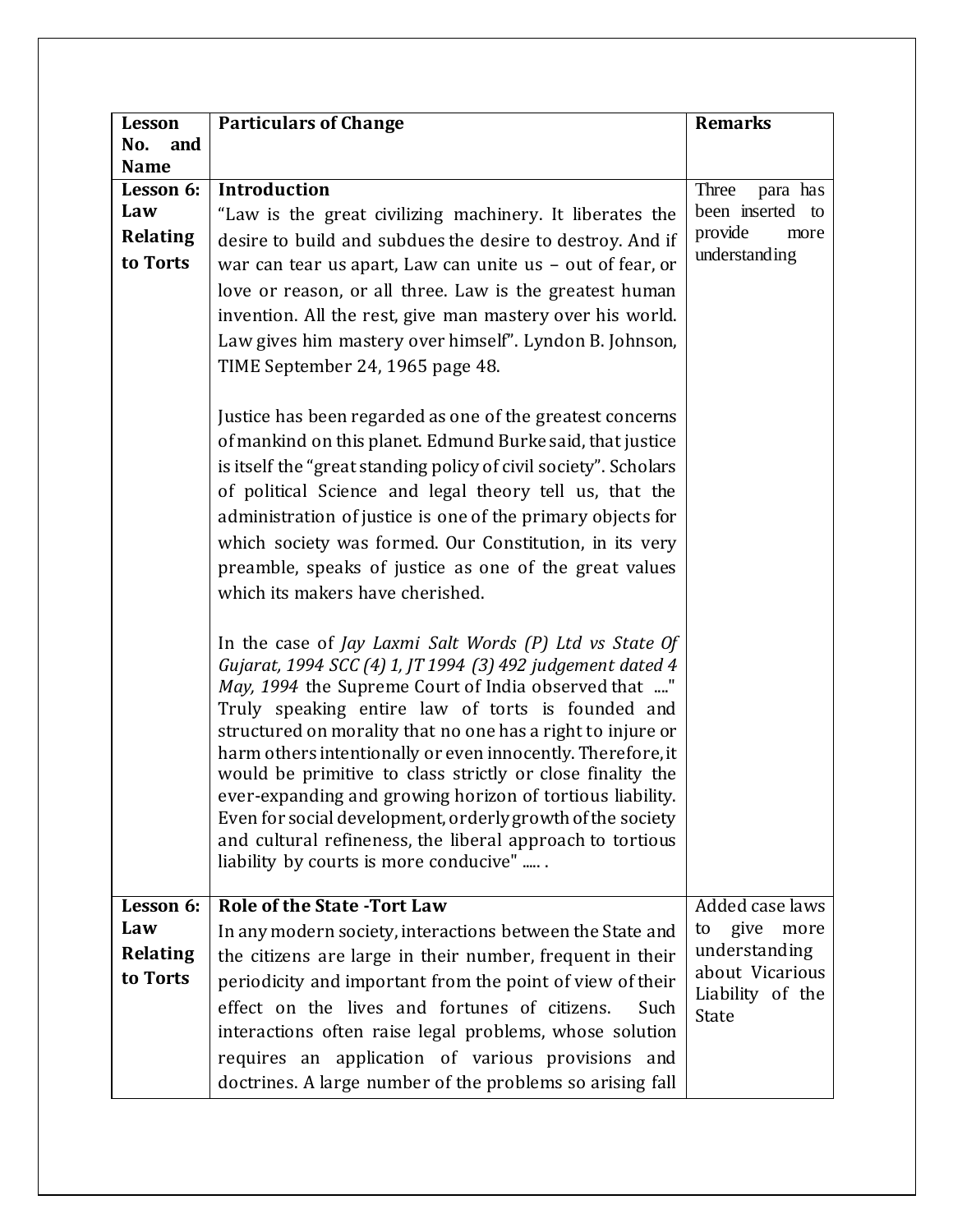| Lesson No. and Name | Particulars of Change | Remarks |
|---|---|---|
| **Lesson 6: Law Relating to Torts** | **Introduction**<br>"Law is the great civilizing machinery. It liberates the desire to build and subdues the desire to destroy. And if war can tear us apart, Law can unite us – out of fear, or love or reason, or all three. Law is the greatest human invention. All the rest, give man mastery over his world. Law gives him mastery over himself". Lyndon B. Johnson, TIME September 24, 1965 page 48.<br><br>Justice has been regarded as one of the greatest concerns of mankind on this planet. Edmund Burke said, that justice is itself the "great standing policy of civil society". Scholars of political Science and legal theory tell us, that the administration of justice is one of the primary objects for which society was formed. Our Constitution, in its very preamble, speaks of justice as one of the great values which its makers have cherished.<br><br>In the case of *Jay Laxmi Salt Words (P) Ltd vs State Of Gujarat, 1994 SCC (4) 1, JT 1994 (3) 492 judgement dated 4 May, 1994* the Supreme Court of India observed that ...." Truly speaking entire law of torts is founded and structured on morality that no one has a right to injure or harm others intentionally or even innocently. Therefore, it would be primitive to class strictly or close finality the ever-expanding and growing horizon of tortious liability. Even for social development, orderly growth of the society and cultural refineness, the liberal approach to tortious liability by courts is more conducive" ..... . | Three para has been inserted to provide more understanding |
| **Lesson 6: Law Relating to Torts** | **Role of the State -Tort Law**<br>In any modern society, interactions between the State and the citizens are large in their number, frequent in their periodicity and important from the point of view of their effect on the lives and fortunes of citizens. Such interactions often raise legal problems, whose solution requires an application of various provisions and doctrines. A large number of the problems so arising fall | Added case laws to give more understanding about Vicarious Liability of the State |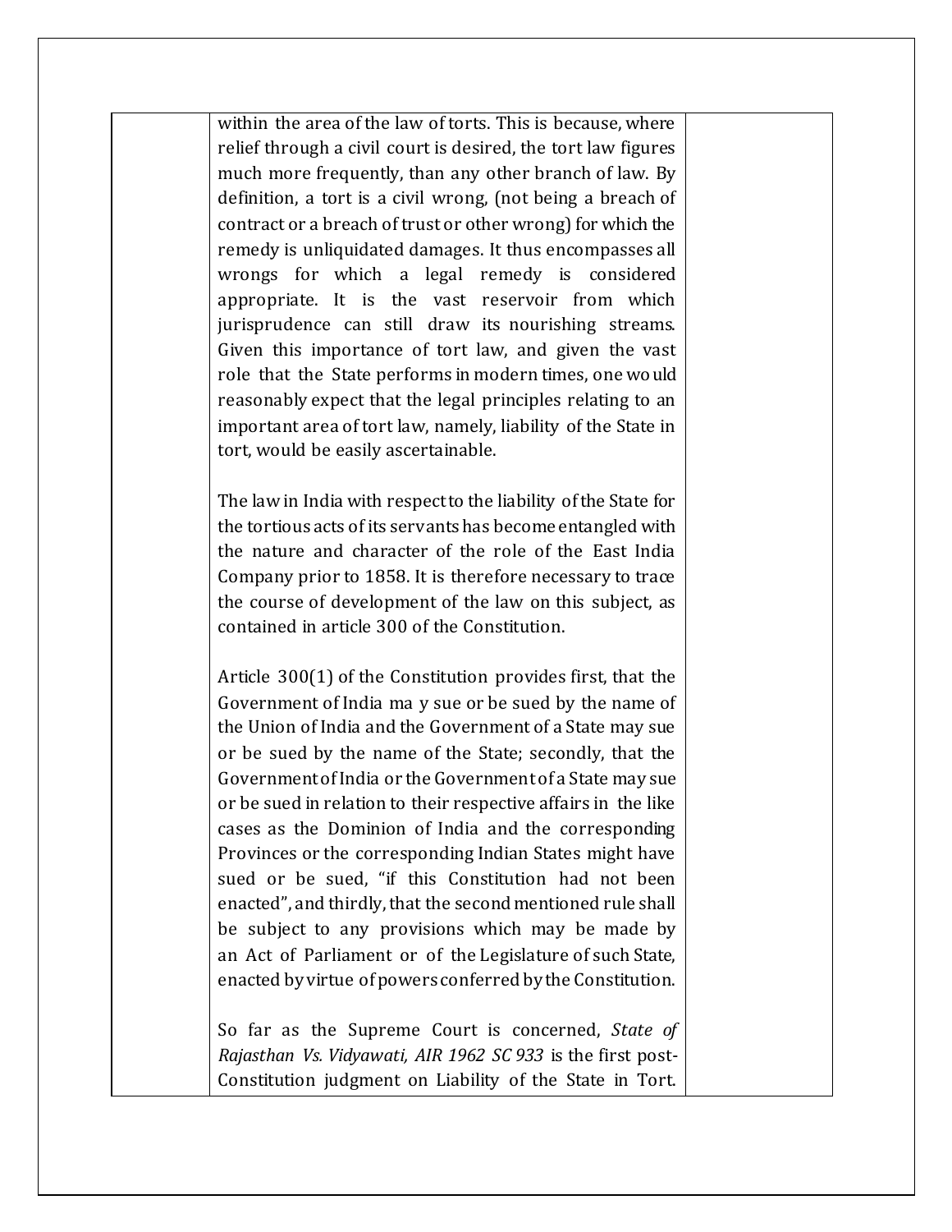within the area of the law of torts. This is because, where relief through a civil court is desired, the tort law figures much more frequently, than any other branch of law. By definition, a tort is a civil wrong, (not being a breach of contract or a breach of trust or other wrong) for which the remedy is unliquidated damages. It thus encompasses all wrongs for which a legal remedy is considered appropriate. It is the vast reservoir from which jurisprudence can still draw its nourishing streams. Given this importance of tort law, and given the vast role that the State performs in modern times, one would reasonably expect that the legal principles relating to an important area of tort law, namely, liability of the State in tort, would be easily ascertainable.

The law in India with respect to the liability of the State for the tortious acts of its servants has become entangled with the nature and character of the role of the East India Company prior to 1858. It is therefore necessary to trace the course of development of the law on this subject, as contained in article 300 of the Constitution.

Article 300(1) of the Constitution provides first, that the Government of India ma y sue or be sued by the name of the Union of India and the Government of a State may sue or be sued by the name of the State; secondly, that the Government of India or the Government of a State may sue or be sued in relation to their respective affairs in the like cases as the Dominion of India and the corresponding Provinces or the corresponding Indian States might have sued or be sued, "if this Constitution had not been enacted", and thirdly, that the second mentioned rule shall be subject to any provisions which may be made by an Act of Parliament or of the Legislature of such State, enacted by virtue of powers conferred by the Constitution.

So far as the Supreme Court is concerned, *State of Rajasthan Vs. Vidyawati, AIR 1962 SC 933* is the first post-Constitution judgment on Liability of the State in Tort.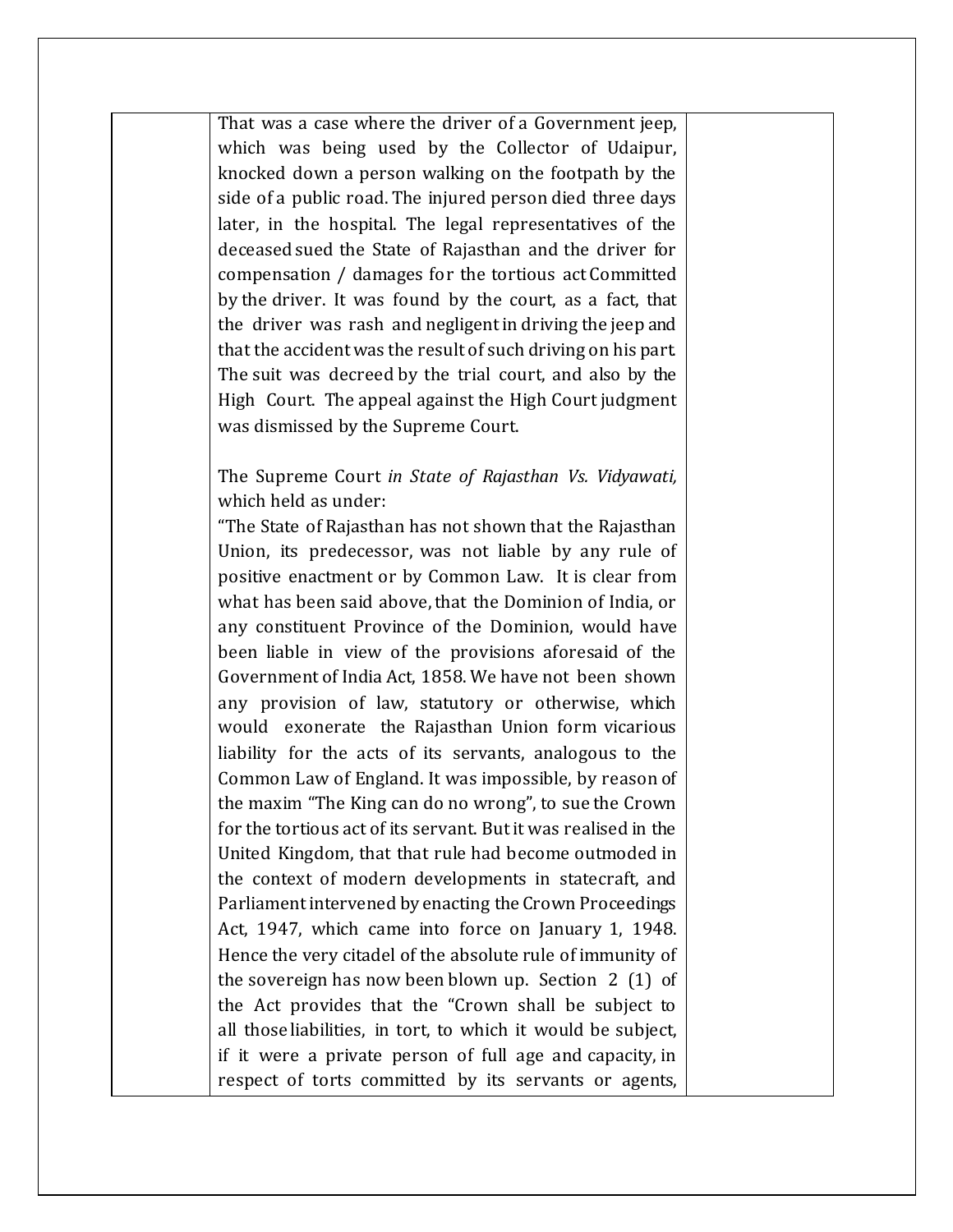That was a case where the driver of a Government jeep, which was being used by the Collector of Udaipur, knocked down a person walking on the footpath by the side of a public road. The injured person died three days later, in the hospital. The legal representatives of the deceased sued the State of Rajasthan and the driver for compensation / damages for the tortious act Committed by the driver. It was found by the court, as a fact, that the driver was rash and negligent in driving the jeep and that the accident was the result of such driving on his part. The suit was decreed by the trial court, and also by the High Court. The appeal against the High Court judgment was dismissed by the Supreme Court.

The Supreme Court *in State of Rajasthan Vs. Vidyawati,* which held as under:

"The State of Rajasthan has not shown that the Rajasthan Union, its predecessor, was not liable by any rule of positive enactment or by Common Law. It is clear from what has been said above, that the Dominion of India, or any constituent Province of the Dominion, would have been liable in view of the provisions aforesaid of the Government of India Act, 1858. We have not been shown any provision of law, statutory or otherwise, which would exonerate the Rajasthan Union form vicarious liability for the acts of its servants, analogous to the Common Law of England. It was impossible, by reason of the maxim "The King can do no wrong", to sue the Crown for the tortious act of its servant. But it was realised in the United Kingdom, that that rule had become outmoded in the context of modern developments in statecraft, and Parliament intervened by enacting the Crown Proceedings Act, 1947, which came into force on January 1, 1948. Hence the very citadel of the absolute rule of immunity of the sovereign has now been blown up. Section 2 (1) of the Act provides that the "Crown shall be subject to all those liabilities, in tort, to which it would be subject, if it were a private person of full age and capacity, in respect of torts committed by its servants or agents,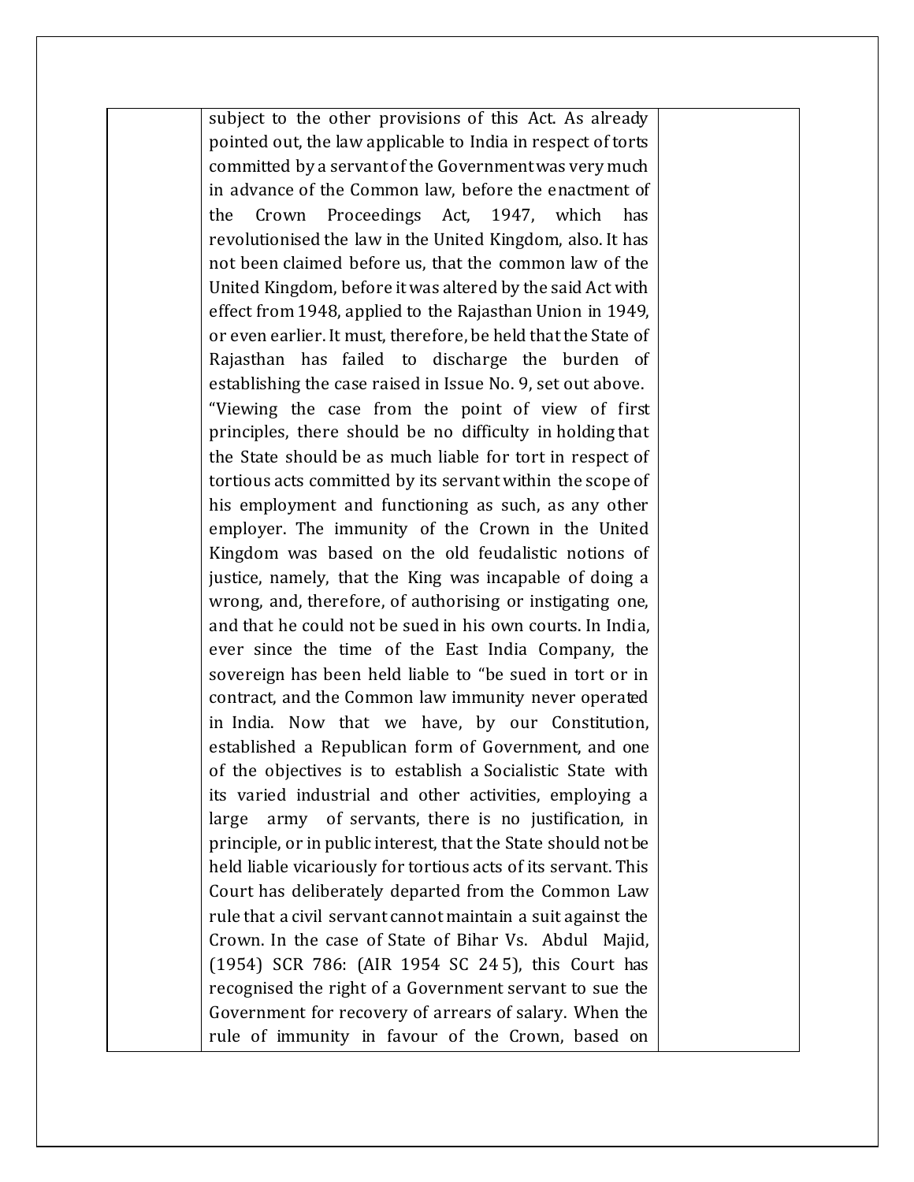subject to the other provisions of this Act. As already pointed out, the law applicable to India in respect of torts committed by a servant of the Government was very much in advance of the Common law, before the enactment of the Crown Proceedings Act, 1947, which has revolutionised the law in the United Kingdom, also. It has not been claimed before us, that the common law of the United Kingdom, before it was altered by the said Act with effect from 1948, applied to the Rajasthan Union in 1949, or even earlier. It must, therefore, be held that the State of Rajasthan has failed to discharge the burden of establishing the case raised in Issue No. 9, set out above.

"Viewing the case from the point of view of first principles, there should be no difficulty in holding that the State should be as much liable for tort in respect of tortious acts committed by its servant within the scope of his employment and functioning as such, as any other employer. The immunity of the Crown in the United Kingdom was based on the old feudalistic notions of justice, namely, that the King was incapable of doing a wrong, and, therefore, of authorising or instigating one, and that he could not be sued in his own courts. In India, ever since the time of the East India Company, the sovereign has been held liable to "be sued in tort or in contract, and the Common law immunity never operated in India. Now that we have, by our Constitution, established a Republican form of Government, and one of the objectives is to establish a Socialistic State with its varied industrial and other activities, employing a large army of servants, there is no justification, in principle, or in public interest, that the State should not be held liable vicariously for tortious acts of its servant. This Court has deliberately departed from the Common Law rule that a civil servant cannot maintain a suit against the Crown. In the case of State of Bihar Vs. Abdul Majid, (1954) SCR 786: (AIR 1954 SC 245), this Court has recognised the right of a Government servant to sue the Government for recovery of arrears of salary. When the rule of immunity in favour of the Crown, based on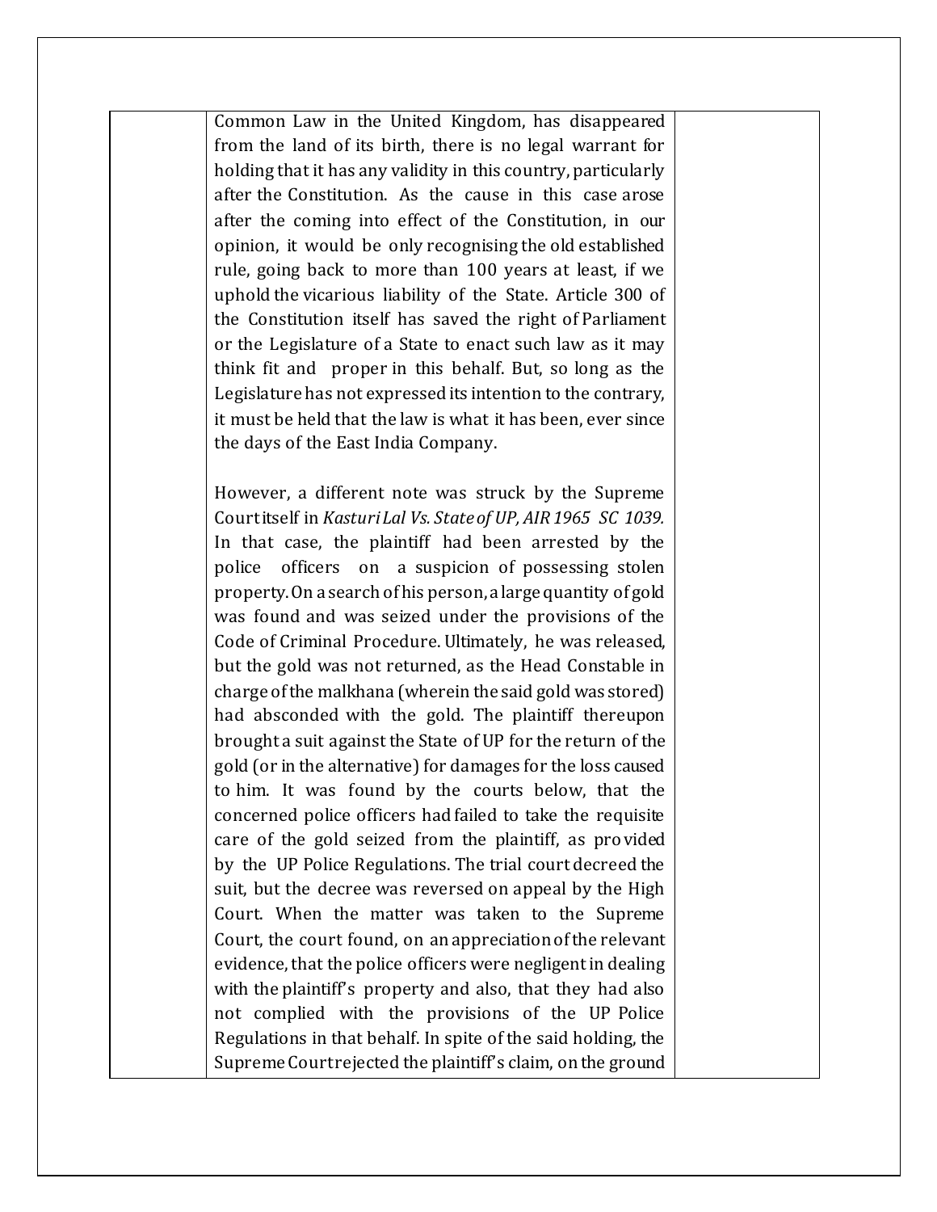Common Law in the United Kingdom, has disappeared from the land of its birth, there is no legal warrant for holding that it has any validity in this country, particularly after the Constitution. As the cause in this case arose after the coming into effect of the Constitution, in our opinion, it would be only recognising the old established rule, going back to more than 100 years at least, if we uphold the vicarious liability of the State. Article 300 of the Constitution itself has saved the right of Parliament or the Legislature of a State to enact such law as it may think fit and proper in this behalf. But, so long as the Legislature has not expressed its intention to the contrary, it must be held that the law is what it has been, ever since the days of the East India Company.

However, a different note was struck by the Supreme Court itself in *Kasturi Lal Vs. State of UP, AIR 1965 SC 1039.* In that case, the plaintiff had been arrested by the police officers on a suspicion of possessing stolen property. On a search of his person, a large quantity of gold was found and was seized under the provisions of the Code of Criminal Procedure. Ultimately, he was released, but the gold was not returned, as the Head Constable in charge of the malkhana (wherein the said gold was stored) had absconded with the gold. The plaintiff thereupon brought a suit against the State of UP for the return of the gold (or in the alternative) for damages for the loss caused to him. It was found by the courts below, that the concerned police officers had failed to take the requisite care of the gold seized from the plaintiff, as provided by the UP Police Regulations. The trial court decreed the suit, but the decree was reversed on appeal by the High Court. When the matter was taken to the Supreme Court, the court found, on an appreciation of the relevant evidence, that the police officers were negligent in dealing with the plaintiff's property and also, that they had also not complied with the provisions of the UP Police Regulations in that behalf. In spite of the said holding, the Supreme Court rejected the plaintiff's claim, on the ground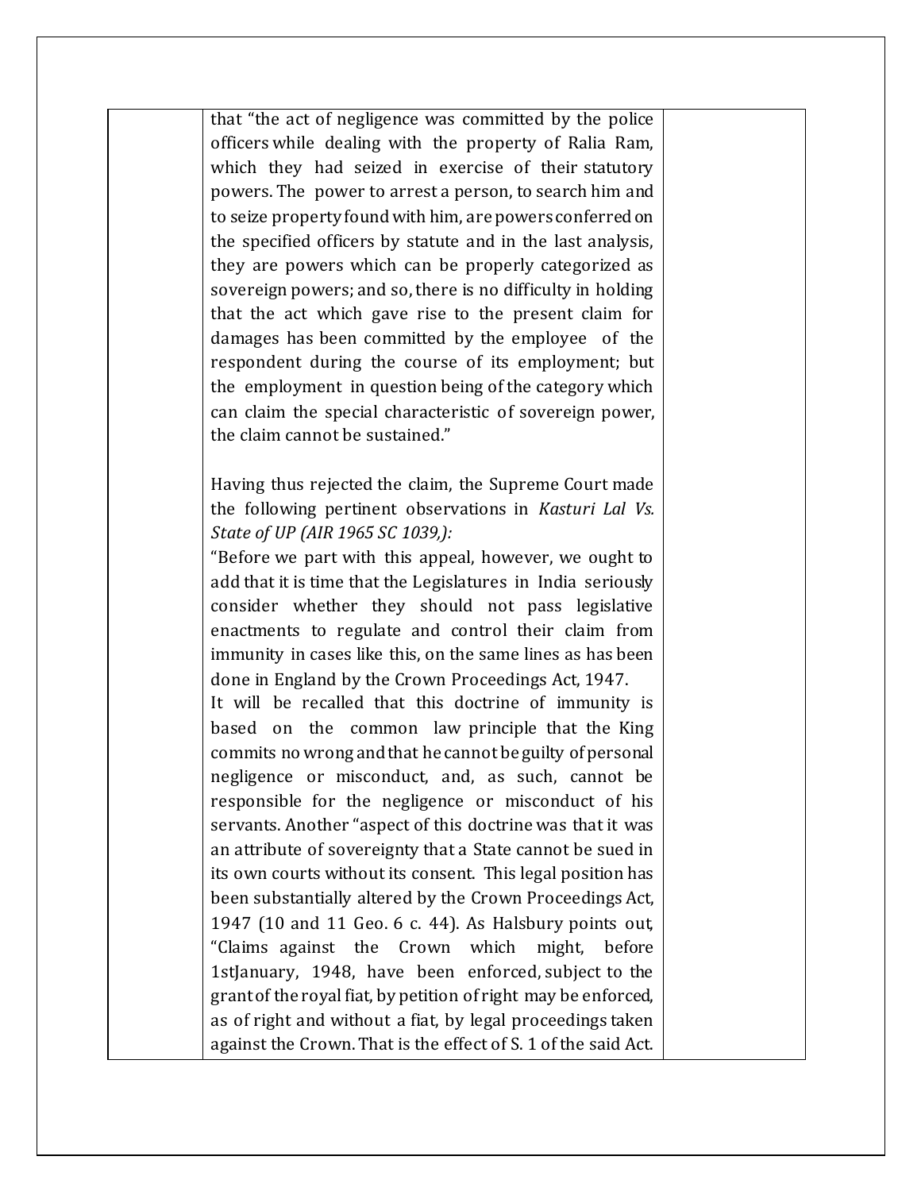that "the act of negligence was committed by the police officers while dealing with the property of Ralia Ram, which they had seized in exercise of their statutory powers. The power to arrest a person, to search him and to seize property found with him, are powers conferred on the specified officers by statute and in the last analysis, they are powers which can be properly categorized as sovereign powers; and so, there is no difficulty in holding that the act which gave rise to the present claim for damages has been committed by the employee of the respondent during the course of its employment; but the employment in question being of the category which can claim the special characteristic of sovereign power, the claim cannot be sustained."

Having thus rejected the claim, the Supreme Court made the following pertinent observations in *Kasturi Lal Vs. State of UP (AIR 1965 SC 1039,):*

"Before we part with this appeal, however, we ought to add that it is time that the Legislatures in India seriously consider whether they should not pass legislative enactments to regulate and control their claim from immunity in cases like this, on the same lines as has been done in England by the Crown Proceedings Act, 1947.

It will be recalled that this doctrine of immunity is based on the common law principle that the King commits no wrong and that he cannot be guilty of personal negligence or misconduct, and, as such, cannot be responsible for the negligence or misconduct of his servants. Another "aspect of this doctrine was that it was an attribute of sovereignty that a State cannot be sued in its own courts without its consent. This legal position has been substantially altered by the Crown Proceedings Act, 1947 (10 and 11 Geo. 6 c. 44). As Halsbury points out, "Claims against the Crown which might, before 1stJanuary, 1948, have been enforced, subject to the grant of the royal fiat, by petition of right may be enforced, as of right and without a fiat, by legal proceedings taken against the Crown. That is the effect of S. 1 of the said Act.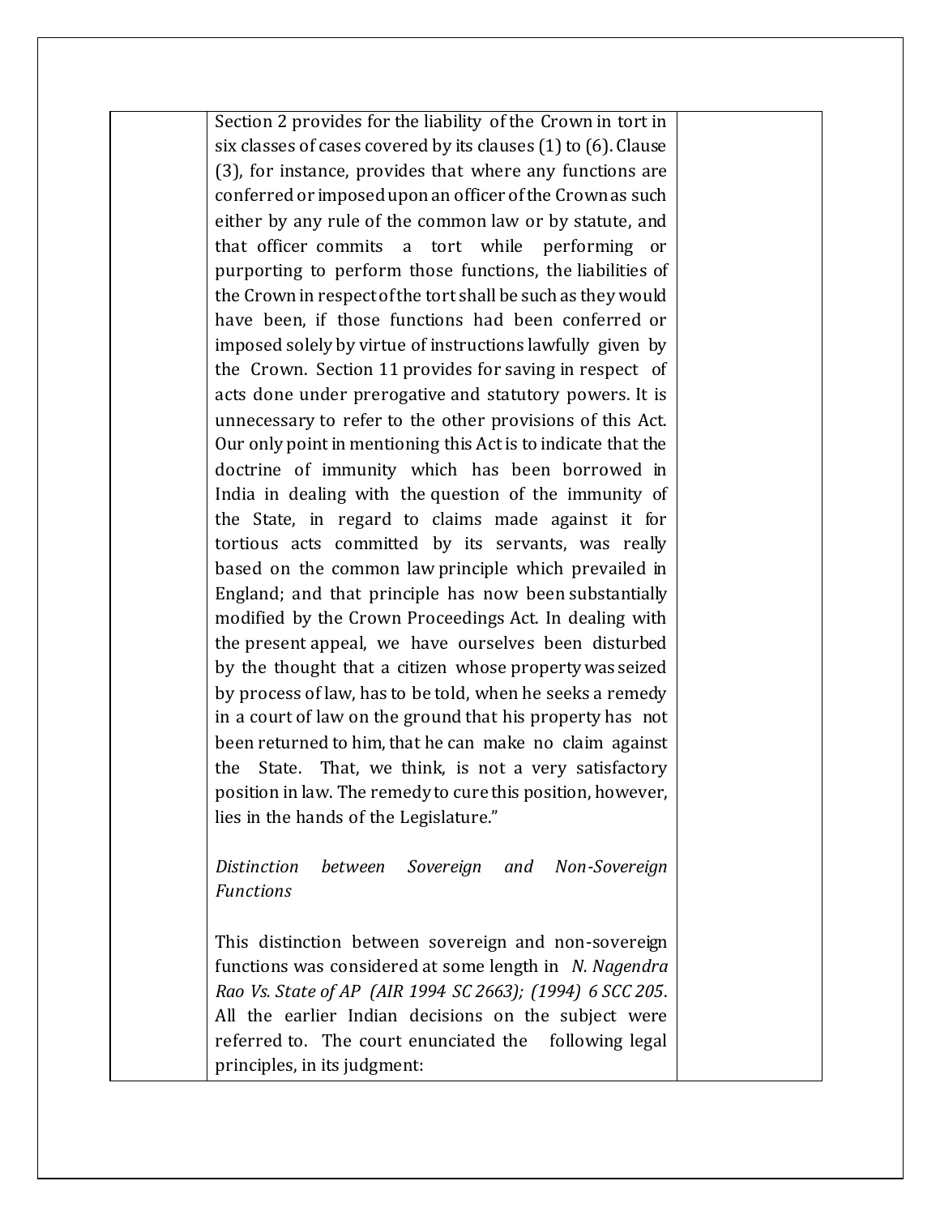Section 2 provides for the liability of the Crown in tort in six classes of cases covered by its clauses (1) to (6). Clause (3), for instance, provides that where any functions are conferred or imposed upon an officer of the Crown as such either by any rule of the common law or by statute, and that officer commits a tort while performing or purporting to perform those functions, the liabilities of the Crown in respect of the tort shall be such as they would have been, if those functions had been conferred or imposed solely by virtue of instructions lawfully given by the Crown. Section 11 provides for saving in respect of acts done under prerogative and statutory powers. It is unnecessary to refer to the other provisions of this Act. Our only point in mentioning this Act is to indicate that the doctrine of immunity which has been borrowed in India in dealing with the question of the immunity of the State, in regard to claims made against it for tortious acts committed by its servants, was really based on the common law principle which prevailed in England; and that principle has now been substantially modified by the Crown Proceedings Act. In dealing with the present appeal, we have ourselves been disturbed by the thought that a citizen whose property was seized by process of law, has to be told, when he seeks a remedy in a court of law on the ground that his property has not been returned to him, that he can make no claim against the State. That, we think, is not a very satisfactory position in law. The remedy to cure this position, however, lies in the hands of the Legislature."

*Distinction between Sovereign and Non-Sovereign Functions*

This distinction between sovereign and non-sovereign functions was considered at some length in *N. Nagendra Rao Vs. State of AP (AIR 1994 SC 2663); (1994) 6 SCC 205*. All the earlier Indian decisions on the subject were referred to. The court enunciated the following legal principles, in its judgment: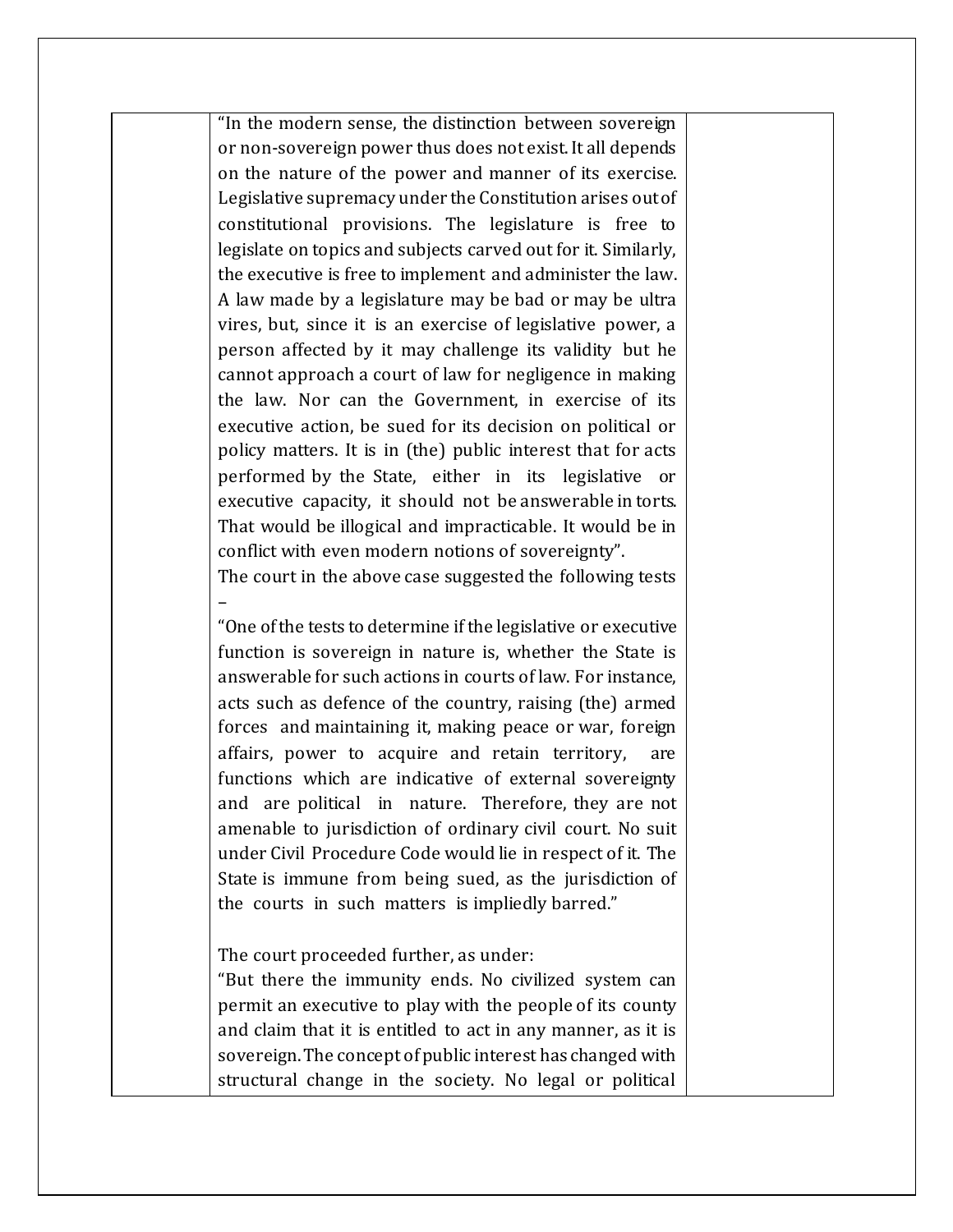|  | "In the modern sense, the distinction between sovereign or non-sovereign power thus does not exist. It all depends on the nature of the power and manner of its exercise. Legislative supremacy under the Constitution arises out of constitutional provisions. The legislature is free to legislate on topics and subjects carved out for it. Similarly, the executive is free to implement and administer the law. A law made by a legislature may be bad or may be ultra vires, but, since it is an exercise of legislative power, a person affected by it may challenge its validity but he cannot approach a court of law for negligence in making the law. Nor can the Government, in exercise of its executive action, be sued for its decision on political or policy matters. It is in (the) public interest that for acts performed by the State, either in its legislative or executive capacity, it should not be answerable in torts. That would be illogical and impracticable. It would be in conflict with even modern notions of sovereignty".<br>The court in the above case suggested the following tests –<br>"One of the tests to determine if the legislative or executive function is sovereign in nature is, whether the State is answerable for such actions in courts of law. For instance, acts such as defence of the country, raising (the) armed forces and maintaining it, making peace or war, foreign affairs, power to acquire and retain territory, are functions which are indicative of external sovereignty and are political in nature. Therefore, they are not amenable to jurisdiction of ordinary civil court. No suit under Civil Procedure Code would lie in respect of it. The State is immune from being sued, as the jurisdiction of the courts in such matters is impliedly barred."<br><br>The court proceeded further, as under:<br>"But there the immunity ends. No civilized system can permit an executive to play with the people of its county and claim that it is entitled to act in any manner, as it is sovereign. The concept of public interest has changed with structural change in the society. No legal or political |  |
|---|---|---|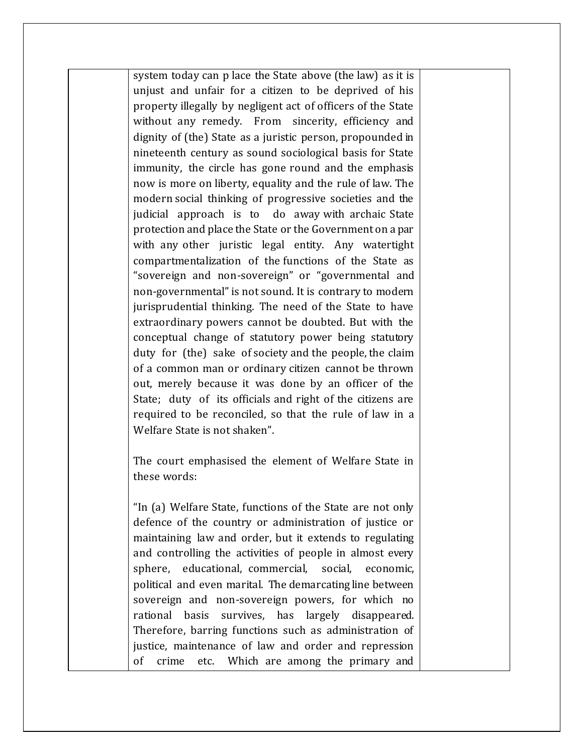system today can p lace the State above (the law) as it is unjust and unfair for a citizen to be deprived of his property illegally by negligent act of officers of the State without any remedy. From sincerity, efficiency and dignity of (the) State as a juristic person, propounded in nineteenth century as sound sociological basis for State immunity, the circle has gone round and the emphasis now is more on liberty, equality and the rule of law. The modern social thinking of progressive societies and the judicial approach is to do away with archaic State protection and place the State or the Government on a par with any other juristic legal entity. Any watertight compartmentalization of the functions of the State as "sovereign and non-sovereign" or "governmental and non-governmental" is not sound. It is contrary to modern jurisprudential thinking. The need of the State to have extraordinary powers cannot be doubted. But with the conceptual change of statutory power being statutory duty for (the) sake of society and the people, the claim of a common man or ordinary citizen cannot be thrown out, merely because it was done by an officer of the State; duty of its officials and right of the citizens are required to be reconciled, so that the rule of law in a Welfare State is not shaken".

The court emphasised the element of Welfare State in these words:

"In (a) Welfare State, functions of the State are not only defence of the country or administration of justice or maintaining law and order, but it extends to regulating and controlling the activities of people in almost every sphere, educational, commercial, social, economic, political and even marital. The demarcating line between sovereign and non-sovereign powers, for which no rational basis survives, has largely disappeared. Therefore, barring functions such as administration of justice, maintenance of law and order and repression of crime etc. Which are among the primary and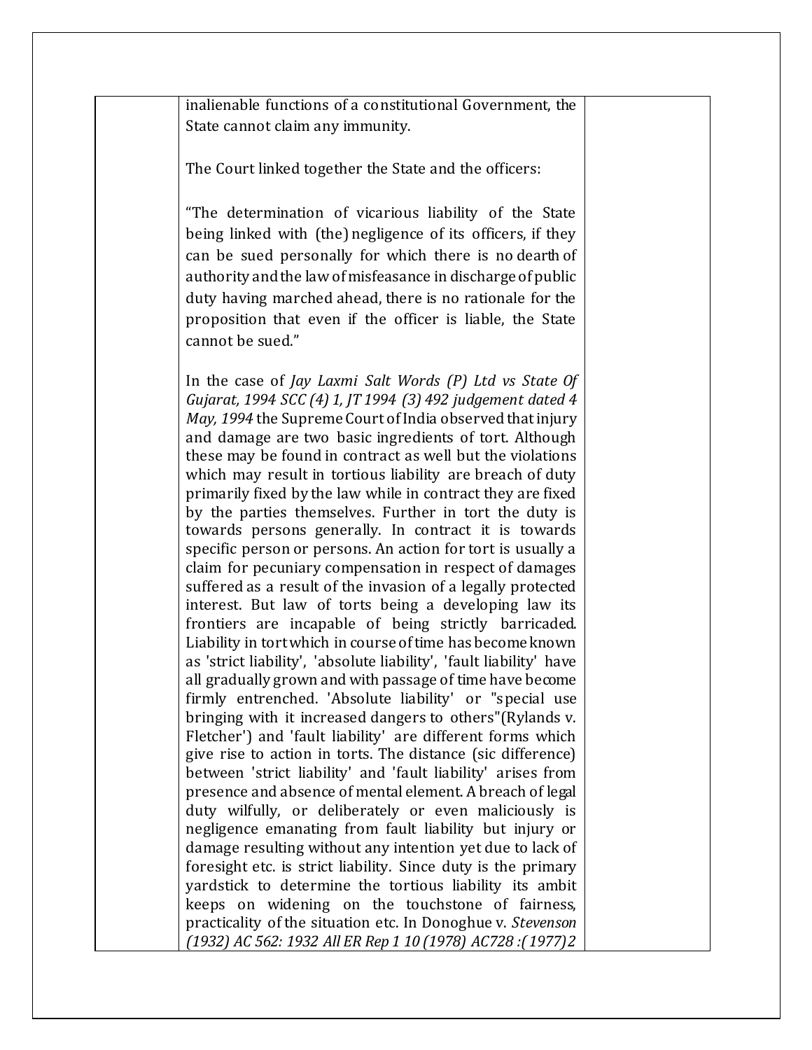inalienable functions of a constitutional Government, the State cannot claim any immunity.

The Court linked together the State and the officers:

"The determination of vicarious liability of the State being linked with (the) negligence of its officers, if they can be sued personally for which there is no dearth of authority and the law of misfeasance in discharge of public duty having marched ahead, there is no rationale for the proposition that even if the officer is liable, the State cannot be sued."

In the case of *Jay Laxmi Salt Words (P) Ltd vs State Of Gujarat, 1994 SCC (4) 1, JT 1994 (3) 492 judgement dated 4 May, 1994* the Supreme Court of India observed that injury and damage are two basic ingredients of tort. Although these may be found in contract as well but the violations which may result in tortious liability are breach of duty primarily fixed by the law while in contract they are fixed by the parties themselves. Further in tort the duty is towards persons generally. In contract it is towards specific person or persons. An action for tort is usually a claim for pecuniary compensation in respect of damages suffered as a result of the invasion of a legally protected interest. But law of torts being a developing law its frontiers are incapable of being strictly barricaded. Liability in tort which in course of time has become known as 'strict liability', 'absolute liability', 'fault liability' have all gradually grown and with passage of time have become firmly entrenched. 'Absolute liability' or "special use bringing with it increased dangers to others"(Rylands v. Fletcher') and 'fault liability' are different forms which give rise to action in torts. The distance (sic difference) between 'strict liability' and 'fault liability' arises from presence and absence of mental element. A breach of legal duty wilfully, or deliberately or even maliciously is negligence emanating from fault liability but injury or damage resulting without any intention yet due to lack of foresight etc. is strict liability. Since duty is the primary yardstick to determine the tortious liability its ambit keeps on widening on the touchstone of fairness, practicality of the situation etc. In Donoghue v. *Stevenson (1932) AC 562: 1932 All ER Rep 1 10 (1978) AC728 :(1977)2*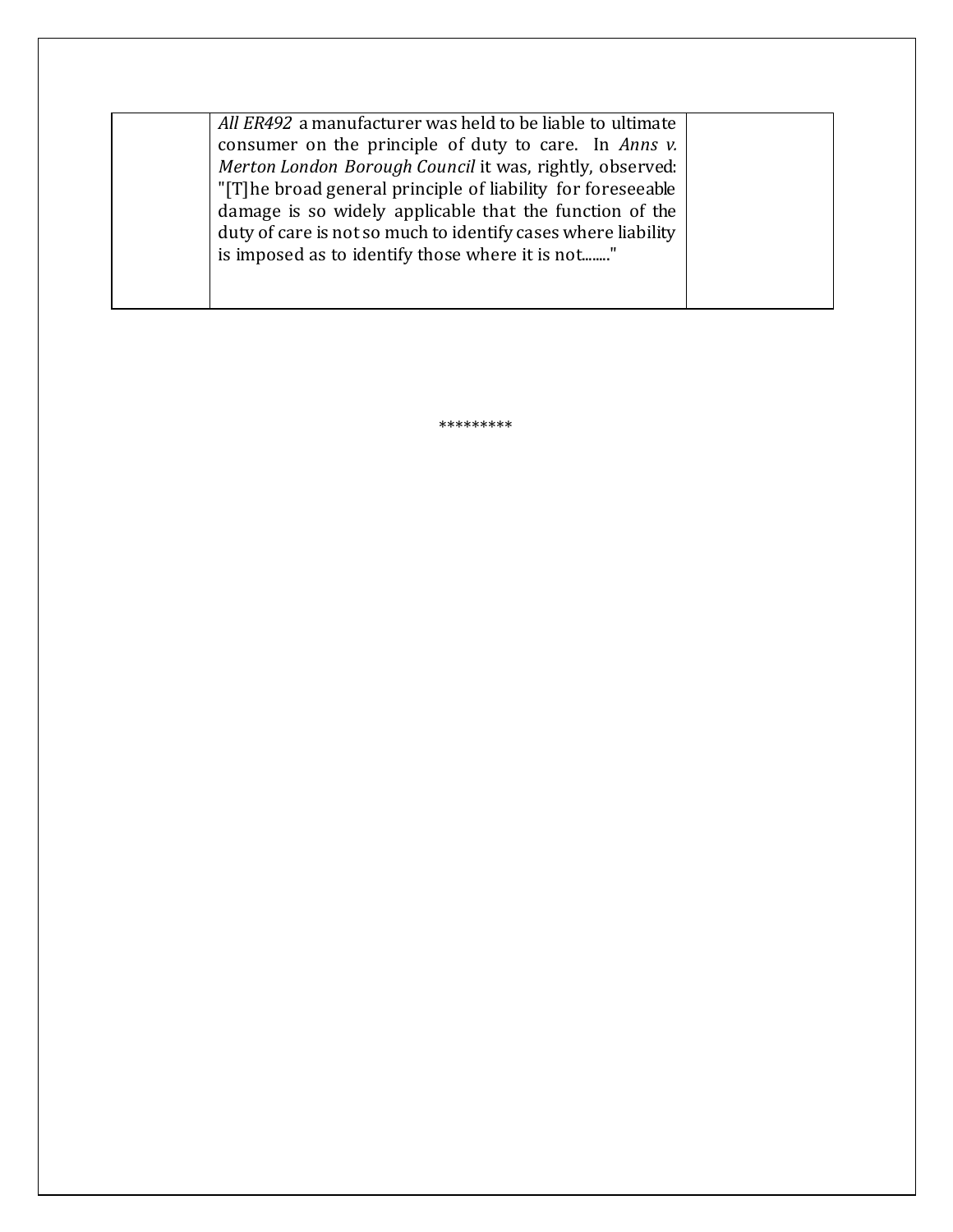| | | |
|---|---|---|
| | *All ER492* a manufacturer was held to be liable to ultimate consumer on the principle of duty to care. In *Anns v. Merton London Borough Council* it was, rightly, observed: "[T]he broad general principle of liability for foreseeable damage is so widely applicable that the function of the duty of care is not so much to identify cases where liability is imposed as to identify those where it is not........" | |

*********